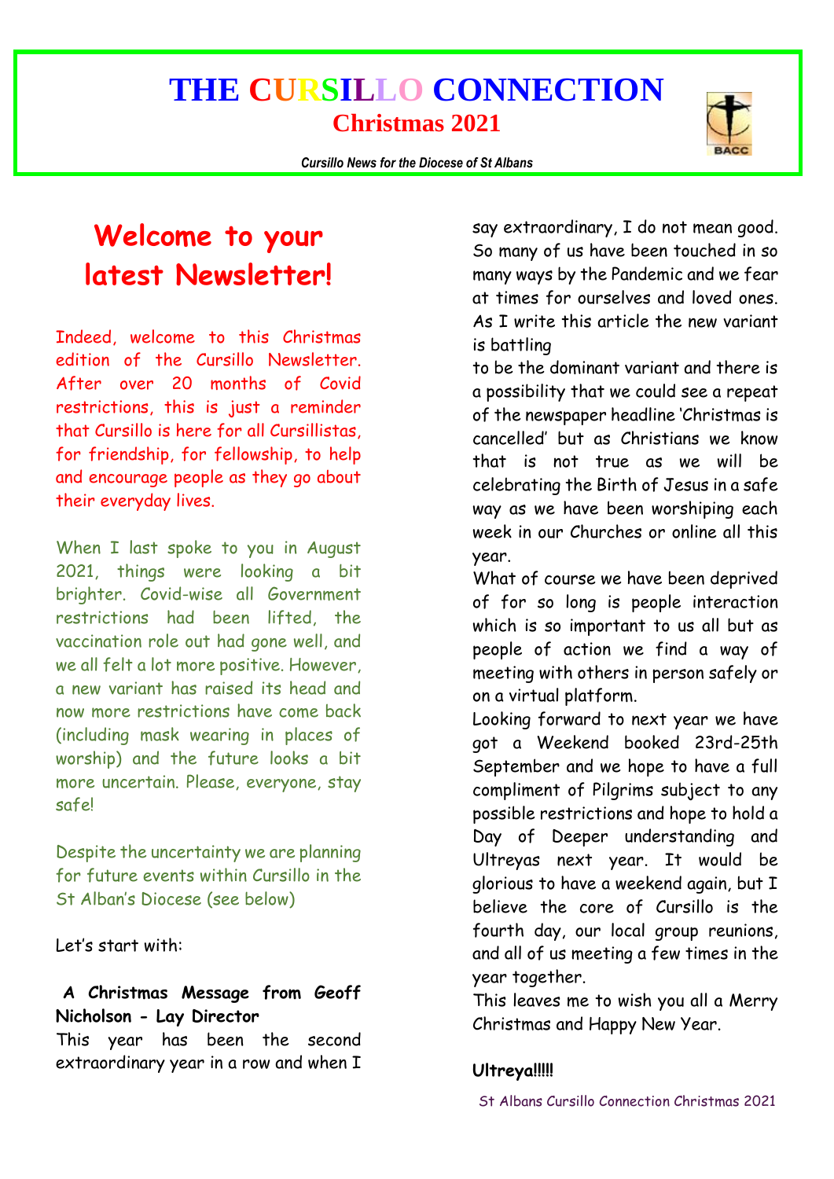# THE CURSILLO CONNECTION

## Christmas 2021

*Cursillo News for the Diocese of St Albans*

## Welcome to your latest Newsletter!

Indeed, welcome to this Christmas edition of the Cursillo Newsletter. After over 20 months of Covid restrictions, this is just a reminder that Cursillo is here for all Cursillistas, for friendship, for fellowship, to help and encourage people as they go about their everyday lives.

When I last spoke to you in August 2021, things were looking a bit brighter. Covid-wise all Government restrictions had been lifted, the vaccination role out had gone well, and we all felt a lot more positive. However, a new variant has raised its head and now more restrictions have come back (including mask wearing in places of worship) and the future looks a bit more uncertain. Please, everyone, stay safe!

Despite the uncertainty we are planning for future events within Cursillo in the St Alban's Diocese (see below)

Let's start with:

**A Christmas Message from Geoff Nicholson - Lay Director**

This year has been the second extraordinary year in a row and when I say extraordinary, I do not mean good. So many of us have been touched in so many ways by the Pandemic and we fear at times for ourselves and loved ones. As I write this article the new variant is battling to be the dominant variant and there is a possibility that we could see a repeat of the newspaper headline 'Christmas is cancelled' but as Christians we know that is not true as we will be celebrating the Birth of Jesus in a safe way as we have been worshiping each week in our Churches or online all this year.

What of course we have been deprived of for so long is people interaction which is so important to us all but as people of action we find a way of meeting with others in person safely or on a virtual platform.

Looking forward to next year we have got a Weekend booked 23rd-25th September and we hope to have a full compliment of Pilgrims subject to any possible restrictions and hope to hold a Day of Deeper understanding and Ultreyas next year. It would be glorious to have a weekend again, but I believe the core of Cursillo is the fourth day, our local group reunions, and all of us meeting a few times in the year together.

This leaves me to wish you all a Merry Christmas and Happy New Year.

**Ultreya!!!!!**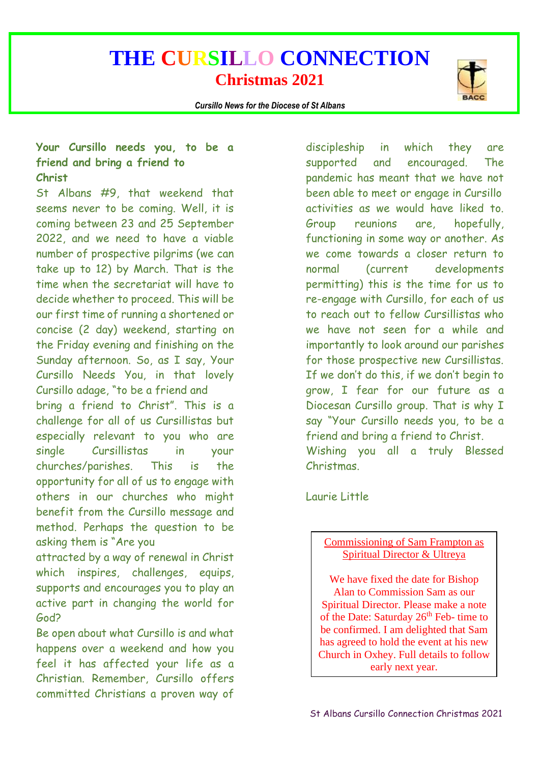# THE CURSILLO CONNECTION

## Christmas 2021

*Cursillo News for the Diocese of St Albans*

**Your Cursillo needs you, to be a friend and bring a friend to Christ**

St Albans #9, that weekend that seems never to be coming. Well, it is coming between 23 and 25 September 2022, and we need to have a viable number of prospective pilgrims (we can take up to 12) by March. That is the time when the secretariat will have to decide whether to proceed. This will be our first time of running a shortened or concise (2 day) weekend, starting on the Friday evening and finishing on the Sunday afternoon. So, as I say, Your Cursillo Needs You, in that lovely Cursillo adage, "to be a friend and bring a friend to Christ". This is a challenge for all of us Cursillistas but especially relevant to you who are single Cursillistas in your churches/parishes. This is the opportunity for all of us to engage with others in our churches who might benefit from the Cursillo message and method. Perhaps the question to be asking them is "Are you attracted by a way of renewal in Christ which inspires, challenges, equips, supports and encourages you to play an active part in changing the world for God?

Be open about what Cursillo is and what happens over a weekend and how you feel it has affected your life as a Christian. Remember, Cursillo offers committed Christians a proven way of discipleship in which they are supported and encouraged. The pandemic has meant that we have not been able to meet or engage in Cursillo activities as we would have liked to. Group reunions are, hopefully, functioning in some way or another. As we come towards a closer return to normal (current developments permitting) this is the time for us to re-engage with Cursillo, for each of us to reach out to fellow Cursillistas who we have not seen for a while and importantly to look around our parishes for those prospective new Cursillistas. If we don't do this, if we don't begin to grow, I fear for our future as a Diocesan Cursillo group. That is why I say "Your Cursillo needs you, to be a friend and bring a friend to Christ.

Wishing you all a truly Blessed Christmas.

Laurie Little

---

**Commissioning of Sam Frampton as Spiritual Director & Ultreya**

We have fixed the date for Bishop Alan to Commission Sam as our Spiritual Director. Please make a note of the Date: Saturday 26th Feb- time to be confirmed. I am delighted that Sam has agreed to hold the event at his new Church in Oxhey. Full details to follow early next year.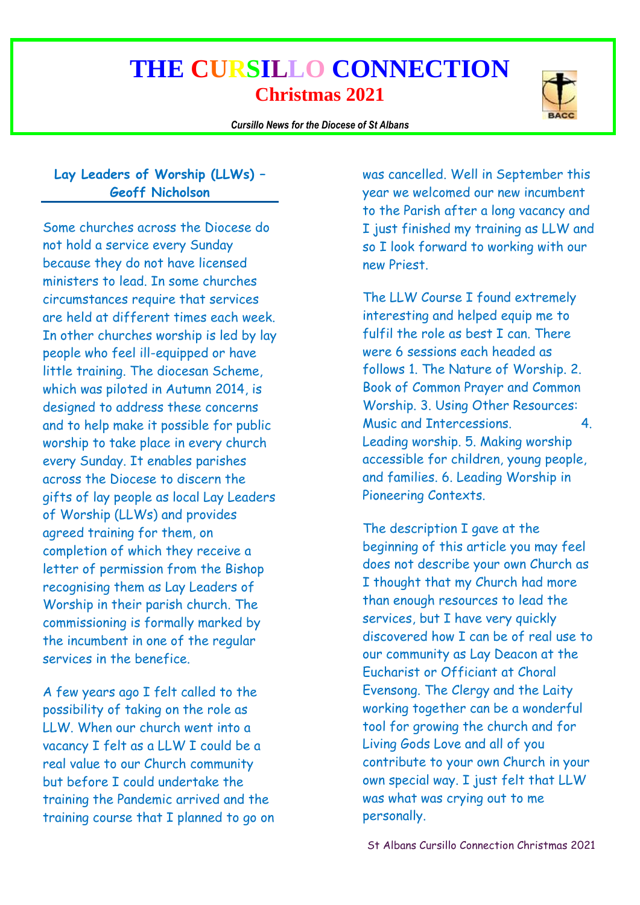# THE CURSILLO CONNECTION

## Christmas 2021

*Cursillo News for the Diocese of St Albans*

### Lay Leaders of Worship (LLWs) – Geoff Nicholson

Some churches across the Diocese do not hold a service every Sunday because they do not have licensed ministers to lead. In some churches circumstances require that services are held at different times each week. In other churches worship is led by lay people who feel ill-equipped or have little training. The diocesan Scheme, which was piloted in Autumn 2014, is designed to address these concerns and to help make it possible for public worship to take place in every church every Sunday. It enables parishes across the Diocese to discern the gifts of lay people as local Lay Leaders of Worship (LLWs) and provides agreed training for them, on completion of which they receive a letter of permission from the Bishop recognising them as Lay Leaders of Worship in their parish church. The commissioning is formally marked by the incumbent in one of the regular services in the benefice.

A few years ago I felt called to the possibility of taking on the role as LLW. When our church went into a vacancy I felt as a LLW I could be a real value to our Church community but before I could undertake the training the Pandemic arrived and the training course that I planned to go on was cancelled. Well in September this year we welcomed our new incumbent to the Parish after a long vacancy and I just finished my training as LLW and so I look forward to working with our new Priest.

The LLW Course I found extremely interesting and helped equip me to fulfil the role as best I can. There were 6 sessions each headed as follows 1. The Nature of Worship. 2. Book of Common Prayer and Common Worship. 3. Using Other Resources: Music and Intercessions. 4. Leading worship. 5. Making worship accessible for children, young people, and families. 6. Leading Worship in Pioneering Contexts.

The description I gave at the beginning of this article you may feel does not describe your own Church as I thought that my Church had more than enough resources to lead the services, but I have very quickly discovered how I can be of real use to our community as Lay Deacon at the Eucharist or Officiant at Choral Evensong. The Clergy and the Laity working together can be a wonderful tool for growing the church and for Living Gods Love and all of you contribute to your own Church in your own special way. I just felt that LLW was what was crying out to me personally.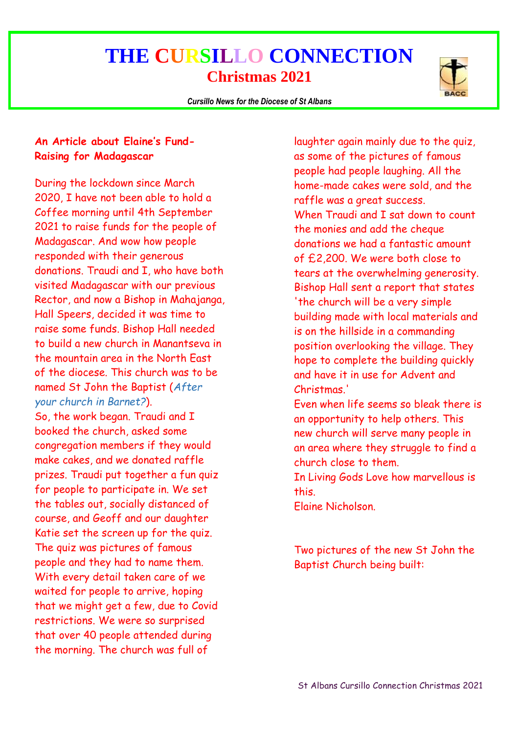# THE CURSILLO CONNECTION

## Christmas 2021

*Cursillo News for the Diocese of St Albans*

**An Article about Elaine's Fund-Raising for Madagascar**

During the lockdown since March 2020, I have not been able to hold a Coffee morning until 4th September 2021 to raise funds for the people of Madagascar. And wow how people responded with their generous donations. Traudi and I, who have both visited Madagascar with our previous Rector, and now a Bishop in Mahajanga, Hall Speers, decided it was time to raise some funds. Bishop Hall needed to build a new church in Manantseva in the mountain area in the North East of the diocese. This church was to be named St John the Baptist (*After your church in Barnet?*).

So, the work began. Traudi and I booked the church, asked some congregation members if they would make cakes, and we donated raffle prizes. Traudi put together a fun quiz for people to participate in. We set the tables out, socially distanced of course, and Geoff and our daughter Katie set the screen up for the quiz. The quiz was pictures of famous people and they had to name them. With every detail taken care of we waited for people to arrive, hoping that we might get a few, due to Covid restrictions. We were so surprised that over 40 people attended during the morning. The church was full of laughter again mainly due to the quiz, as some of the pictures of famous people had people laughing. All the home-made cakes were sold, and the raffle was a great success.

When Traudi and I sat down to count the monies and add the cheque donations we had a fantastic amount of £2,200. We were both close to tears at the overwhelming generosity. Bishop Hall sent a report that states 'the church will be a very simple building made with local materials and is on the hillside in a commanding position overlooking the village. They hope to complete the building quickly and have it in use for Advent and Christmas.'

Even when life seems so bleak there is an opportunity to help others. This new church will serve many people in an area where they struggle to find a church close to them.

In Living Gods Love how marvellous is this.

Elaine Nicholson.

Two pictures of the new St John the Baptist Church being built: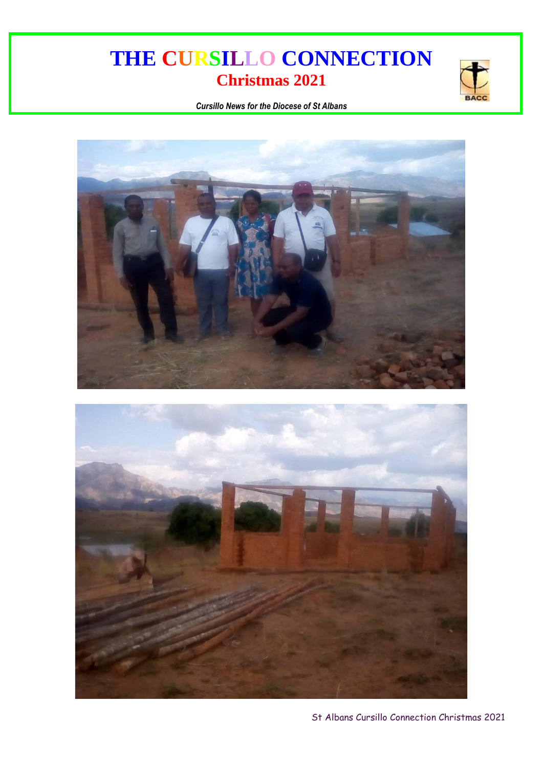# THE CURSILLO CONNECTION

## Christmas 2021

*Cursillo News for the Diocese of St Albans*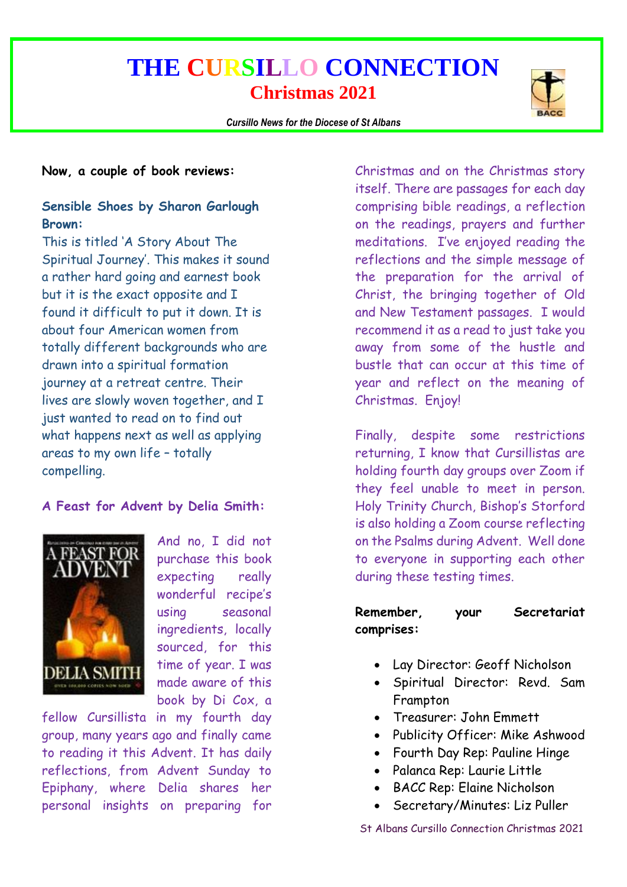# THE CURSILLO CONNECTION

## Christmas 2021

*Cursillo News for the Diocese of St Albans*

**Now, a couple of book reviews:**

**Sensible Shoes by Sharon Garlough Brown:**

This is titled 'A Story About The Spiritual Journey'. This makes it sound a rather hard going and earnest book but it is the exact opposite and I found it difficult to put it down. It is about four American women from totally different backgrounds who are drawn into a spiritual formation journey at a retreat centre. Their lives are slowly woven together, and I just wanted to read on to find out what happens next as well as applying areas to my own life – totally compelling.

**A Feast for Advent by Delia Smith:**

And no, I did not purchase this book expecting really wonderful recipe's using seasonal ingredients, locally sourced, for this time of year. I was made aware of this book by Di Cox, a fellow Cursillista in my fourth day group, many years ago and finally came to reading it this Advent. It has daily reflections, from Advent Sunday to Epiphany, where Delia shares her personal insights on preparing for Christmas and on the Christmas story itself. There are passages for each day comprising bible readings, a reflection on the readings, prayers and further meditations. I've enjoyed reading the reflections and the simple message of the preparation for the arrival of Christ, the bringing together of Old and New Testament passages. I would recommend it as a read to just take you away from some of the hustle and bustle that can occur at this time of year and reflect on the meaning of Christmas. Enjoy!

Finally, despite some restrictions returning, I know that Cursillistas are holding fourth day groups over Zoom if they feel unable to meet in person. Holy Trinity Church, Bishop's Storford is also holding a Zoom course reflecting on the Psalms during Advent. Well done to everyone in supporting each other during these testing times.

**Remember, your Secretariat comprises:**

- Lay Director: Geoff Nicholson
- Spiritual Director: Revd. Sam Frampton
- Treasurer: John Emmett
- Publicity Officer: Mike Ashwood
- Fourth Day Rep: Pauline Hinge
- Palanca Rep: Laurie Little
- BACC Rep: Elaine Nicholson
- Secretary/Minutes: Liz Puller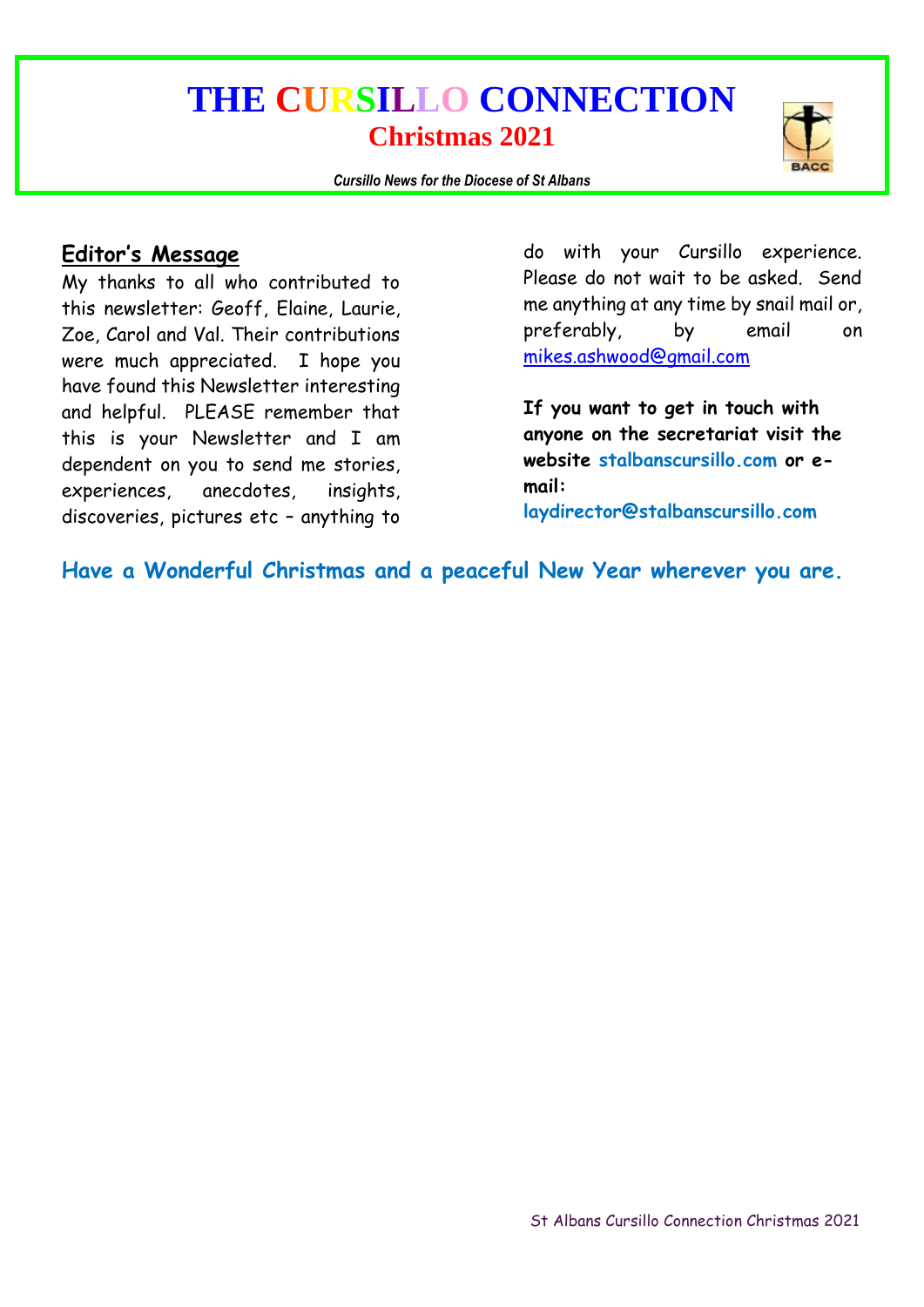# THE CURSILLO CONNECTION

## Christmas 2021

*Cursillo News for the Diocese of St Albans*

## Editor's Message

My thanks to all who contributed to this newsletter: Geoff, Elaine, Laurie, Zoe, Carol and Val. Their contributions were much appreciated. I hope you have found this Newsletter interesting and helpful. PLEASE remember that this is your Newsletter and I am dependent on you to send me stories, experiences, anecdotes, insights, discoveries, pictures etc – anything to do with your Cursillo experience. Please do not wait to be asked. Send me anything at any time by snail mail or, preferably, by email on mikes.ashwood@gmail.com

**If you want to get in touch with anyone on the secretariat visit the website stalbanscursillo.com or e-mail: laydirector@stalbanscursillo.com**

**Have a Wonderful Christmas and a peaceful New Year wherever you are.**